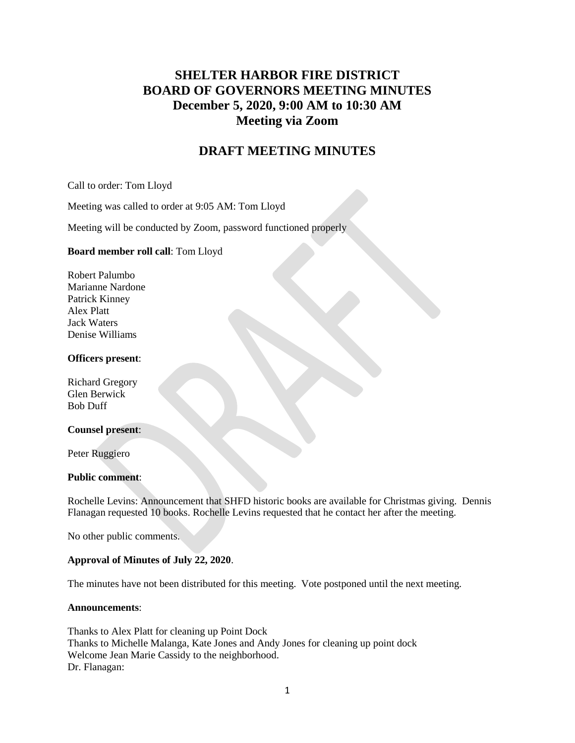# SHELTER HARBOR FIRE DISTRICT
# BOARD OF GOVERNORS MEETING MINUTES
# December 5, 2020, 9:00 AM to 10:30 AM
# Meeting via Zoom

## DRAFT MEETING MINUTES

Call to order: Tom Lloyd

Meeting was called to order at 9:05 AM: Tom Lloyd

Meeting will be conducted by Zoom, password functioned properly

**Board member roll call**: Tom Lloyd

Robert Palumbo
Marianne Nardone
Patrick Kinney
Alex Platt
Jack Waters
Denise Williams

**Officers present**:

Richard Gregory
Glen Berwick
Bob Duff

**Counsel present**:

Peter Ruggiero

**Public comment**:

Rochelle Levins: Announcement that SHFD historic books are available for Christmas giving. Dennis Flanagan requested 10 books. Rochelle Levins requested that he contact her after the meeting.

No other public comments.

**Approval of Minutes of July 22, 2020**.

The minutes have not been distributed for this meeting. Vote postponed until the next meeting.

**Announcements**:

Thanks to Alex Platt for cleaning up Point Dock
Thanks to Michelle Malanga, Kate Jones and Andy Jones for cleaning up point dock
Welcome Jean Marie Cassidy to the neighborhood.
Dr. Flanagan: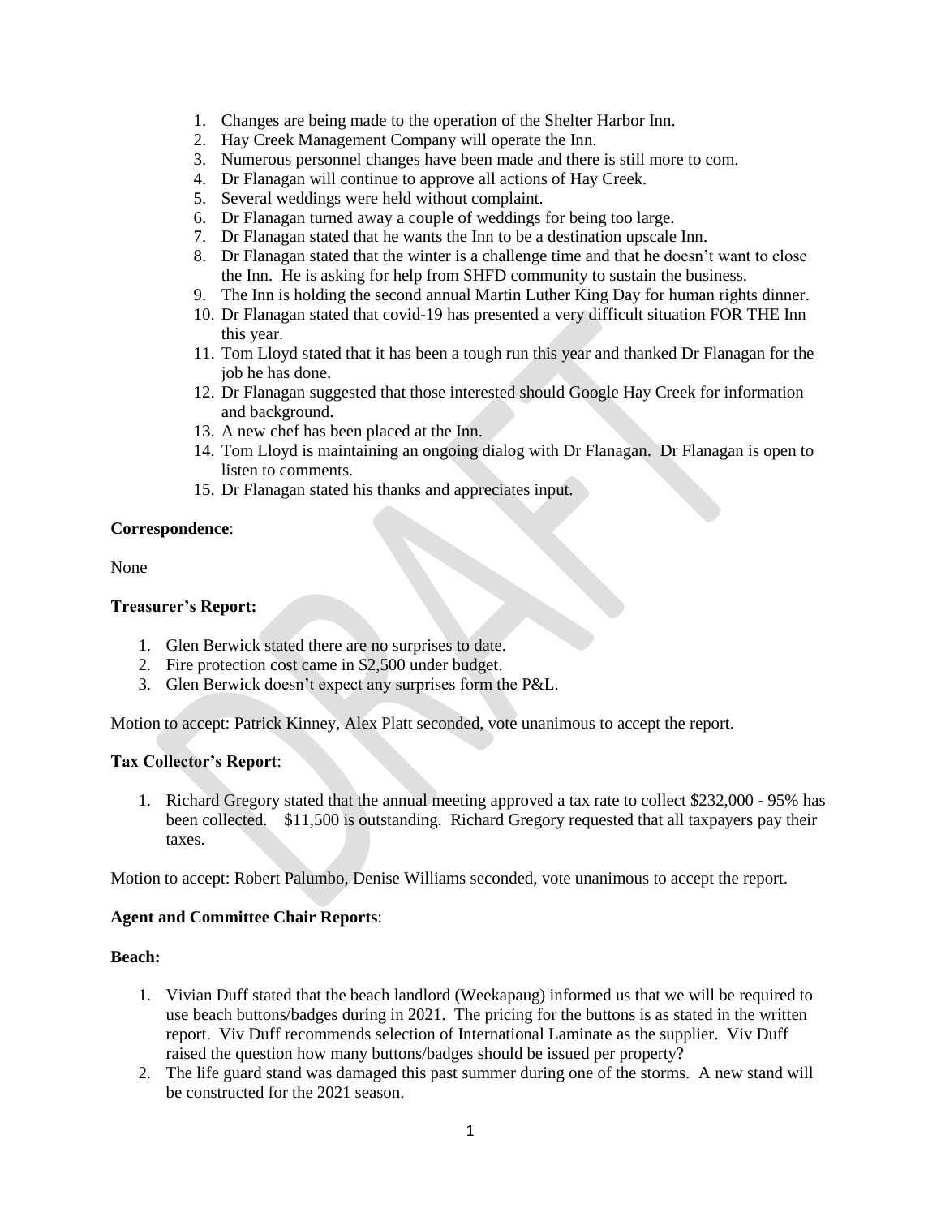1. Changes are being made to the operation of the Shelter Harbor Inn.
2. Hay Creek Management Company will operate the Inn.
3. Numerous personnel changes have been made and there is still more to com.
4. Dr Flanagan will continue to approve all actions of Hay Creek.
5. Several weddings were held without complaint.
6. Dr Flanagan turned away a couple of weddings for being too large.
7. Dr Flanagan stated that he wants the Inn to be a destination upscale Inn.
8. Dr Flanagan stated that the winter is a challenge time and that he doesn't want to close the Inn. He is asking for help from SHFD community to sustain the business.
9. The Inn is holding the second annual Martin Luther King Day for human rights dinner.
10. Dr Flanagan stated that covid-19 has presented a very difficult situation FOR THE Inn this year.
11. Tom Lloyd stated that it has been a tough run this year and thanked Dr Flanagan for the job he has done.
12. Dr Flanagan suggested that those interested should Google Hay Creek for information and background.
13. A new chef has been placed at the Inn.
14. Tom Lloyd is maintaining an ongoing dialog with Dr Flanagan. Dr Flanagan is open to listen to comments.
15. Dr Flanagan stated his thanks and appreciates input.

**Correspondence**:

None

**Treasurer's Report:**

1. Glen Berwick stated there are no surprises to date.
2. Fire protection cost came in $2,500 under budget.
3. Glen Berwick doesn't expect any surprises form the P&L.

Motion to accept: Patrick Kinney, Alex Platt seconded, vote unanimous to accept the report.

**Tax Collector's Report**:

1. Richard Gregory stated that the annual meeting approved a tax rate to collect $232,000 - 95% has been collected. $11,500 is outstanding. Richard Gregory requested that all taxpayers pay their taxes.

Motion to accept: Robert Palumbo, Denise Williams seconded, vote unanimous to accept the report.

**Agent and Committee Chair Reports**:

**Beach:**

1. Vivian Duff stated that the beach landlord (Weekapaug) informed us that we will be required to use beach buttons/badges during in 2021. The pricing for the buttons is as stated in the written report. Viv Duff recommends selection of International Laminate as the supplier. Viv Duff raised the question how many buttons/badges should be issued per property?
2. The life guard stand was damaged this past summer during one of the storms. A new stand will be constructed for the 2021 season.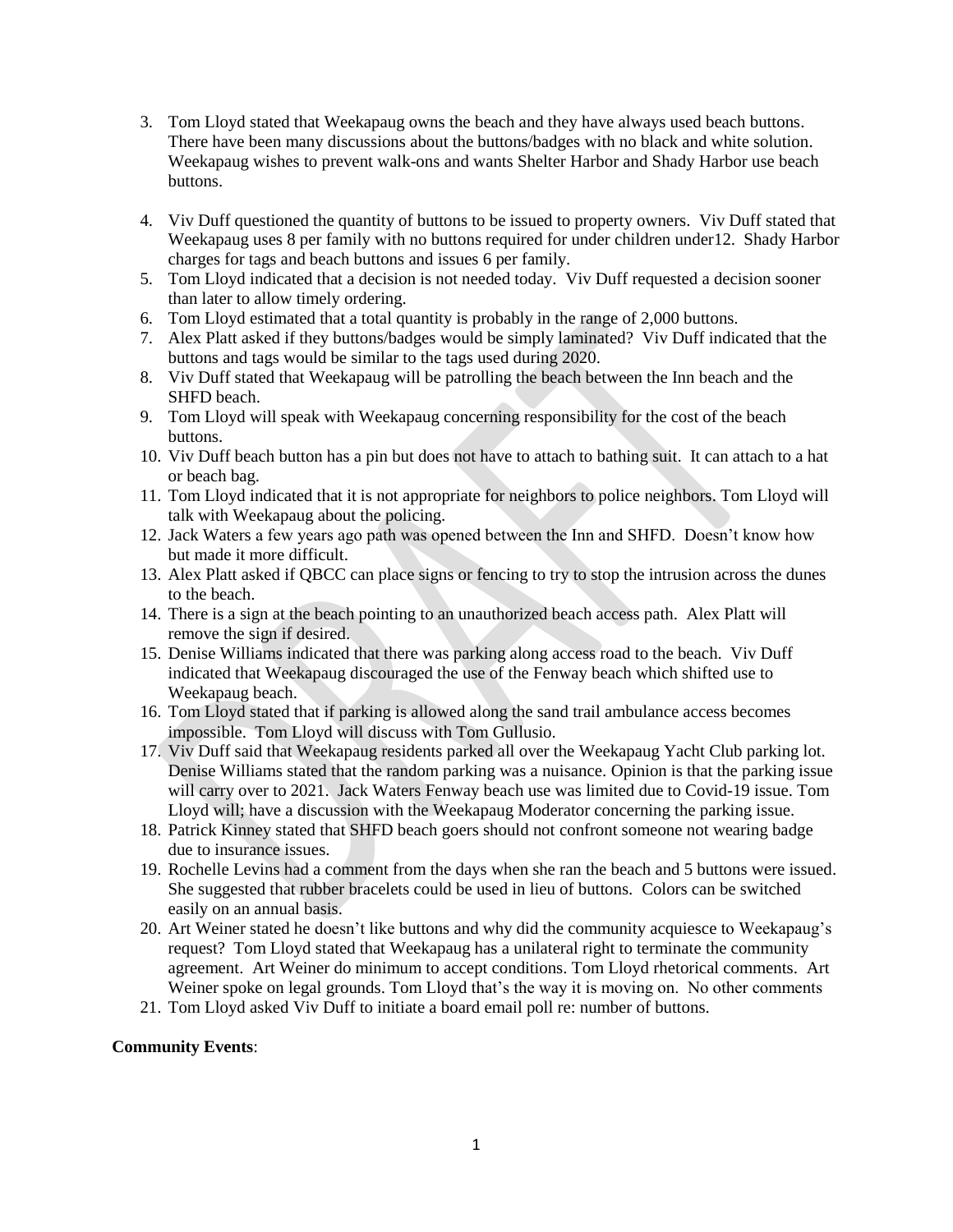3. Tom Lloyd stated that Weekapaug owns the beach and they have always used beach buttons. There have been many discussions about the buttons/badges with no black and white solution. Weekapaug wishes to prevent walk-ons and wants Shelter Harbor and Shady Harbor use beach buttons.

4. Viv Duff questioned the quantity of buttons to be issued to property owners. Viv Duff stated that Weekapaug uses 8 per family with no buttons required for under children under12. Shady Harbor charges for tags and beach buttons and issues 6 per family.
5. Tom Lloyd indicated that a decision is not needed today. Viv Duff requested a decision sooner than later to allow timely ordering.
6. Tom Lloyd estimated that a total quantity is probably in the range of 2,000 buttons.
7. Alex Platt asked if they buttons/badges would be simply laminated? Viv Duff indicated that the buttons and tags would be similar to the tags used during 2020.
8. Viv Duff stated that Weekapaug will be patrolling the beach between the Inn beach and the SHFD beach.
9. Tom Lloyd will speak with Weekapaug concerning responsibility for the cost of the beach buttons.
10. Viv Duff beach button has a pin but does not have to attach to bathing suit. It can attach to a hat or beach bag.
11. Tom Lloyd indicated that it is not appropriate for neighbors to police neighbors. Tom Lloyd will talk with Weekapaug about the policing.
12. Jack Waters a few years ago path was opened between the Inn and SHFD. Doesn't know how but made it more difficult.
13. Alex Platt asked if QBCC can place signs or fencing to try to stop the intrusion across the dunes to the beach.
14. There is a sign at the beach pointing to an unauthorized beach access path. Alex Platt will remove the sign if desired.
15. Denise Williams indicated that there was parking along access road to the beach. Viv Duff indicated that Weekapaug discouraged the use of the Fenway beach which shifted use to Weekapaug beach.
16. Tom Lloyd stated that if parking is allowed along the sand trail ambulance access becomes impossible. Tom Lloyd will discuss with Tom Gullusio.
17. Viv Duff said that Weekapaug residents parked all over the Weekapaug Yacht Club parking lot. Denise Williams stated that the random parking was a nuisance. Opinion is that the parking issue will carry over to 2021. Jack Waters Fenway beach use was limited due to Covid-19 issue. Tom Lloyd will; have a discussion with the Weekapaug Moderator concerning the parking issue.
18. Patrick Kinney stated that SHFD beach goers should not confront someone not wearing badge due to insurance issues.
19. Rochelle Levins had a comment from the days when she ran the beach and 5 buttons were issued. She suggested that rubber bracelets could be used in lieu of buttons. Colors can be switched easily on an annual basis.
20. Art Weiner stated he doesn't like buttons and why did the community acquiesce to Weekapaug's request? Tom Lloyd stated that Weekapaug has a unilateral right to terminate the community agreement. Art Weiner do minimum to accept conditions. Tom Lloyd rhetorical comments. Art Weiner spoke on legal grounds. Tom Lloyd that's the way it is moving on. No other comments
21. Tom Lloyd asked Viv Duff to initiate a board email poll re: number of buttons.

**Community Events**: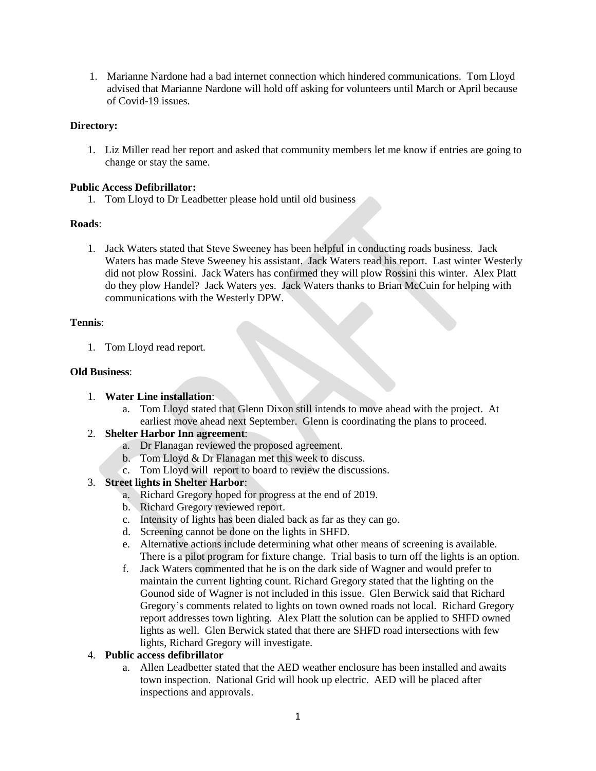1. Marianne Nardone had a bad internet connection which hindered communications. Tom Lloyd advised that Marianne Nardone will hold off asking for volunteers until March or April because of Covid-19 issues.

**Directory:**

1. Liz Miller read her report and asked that community members let me know if entries are going to change or stay the same.

**Public Access Defibrillator:**

1. Tom Lloyd to Dr Leadbetter please hold until old business

**Roads**:

1. Jack Waters stated that Steve Sweeney has been helpful in conducting roads business. Jack Waters has made Steve Sweeney his assistant. Jack Waters read his report. Last winter Westerly did not plow Rossini. Jack Waters has confirmed they will plow Rossini this winter. Alex Platt do they plow Handel? Jack Waters yes. Jack Waters thanks to Brian McCuin for helping with communications with the Westerly DPW.

**Tennis**:

1. Tom Lloyd read report.

**Old Business**:

1. **Water Line installation**:
   a. Tom Lloyd stated that Glenn Dixon still intends to move ahead with the project. At earliest move ahead next September. Glenn is coordinating the plans to proceed.
2. **Shelter Harbor Inn agreement**:
   a. Dr Flanagan reviewed the proposed agreement.
   b. Tom Lloyd & Dr Flanagan met this week to discuss.
   c. Tom Lloyd will report to board to review the discussions.
3. **Street lights in Shelter Harbor**:
   a. Richard Gregory hoped for progress at the end of 2019.
   b. Richard Gregory reviewed report.
   c. Intensity of lights has been dialed back as far as they can go.
   d. Screening cannot be done on the lights in SHFD.
   e. Alternative actions include determining what other means of screening is available. There is a pilot program for fixture change. Trial basis to turn off the lights is an option.
   f. Jack Waters commented that he is on the dark side of Wagner and would prefer to maintain the current lighting count. Richard Gregory stated that the lighting on the Gounod side of Wagner is not included in this issue. Glen Berwick said that Richard Gregory's comments related to lights on town owned roads not local. Richard Gregory report addresses town lighting. Alex Platt the solution can be applied to SHFD owned lights as well. Glen Berwick stated that there are SHFD road intersections with few lights, Richard Gregory will investigate.
4. **Public access defibrillator**
   a. Allen Leadbetter stated that the AED weather enclosure has been installed and awaits town inspection. National Grid will hook up electric. AED will be placed after inspections and approvals.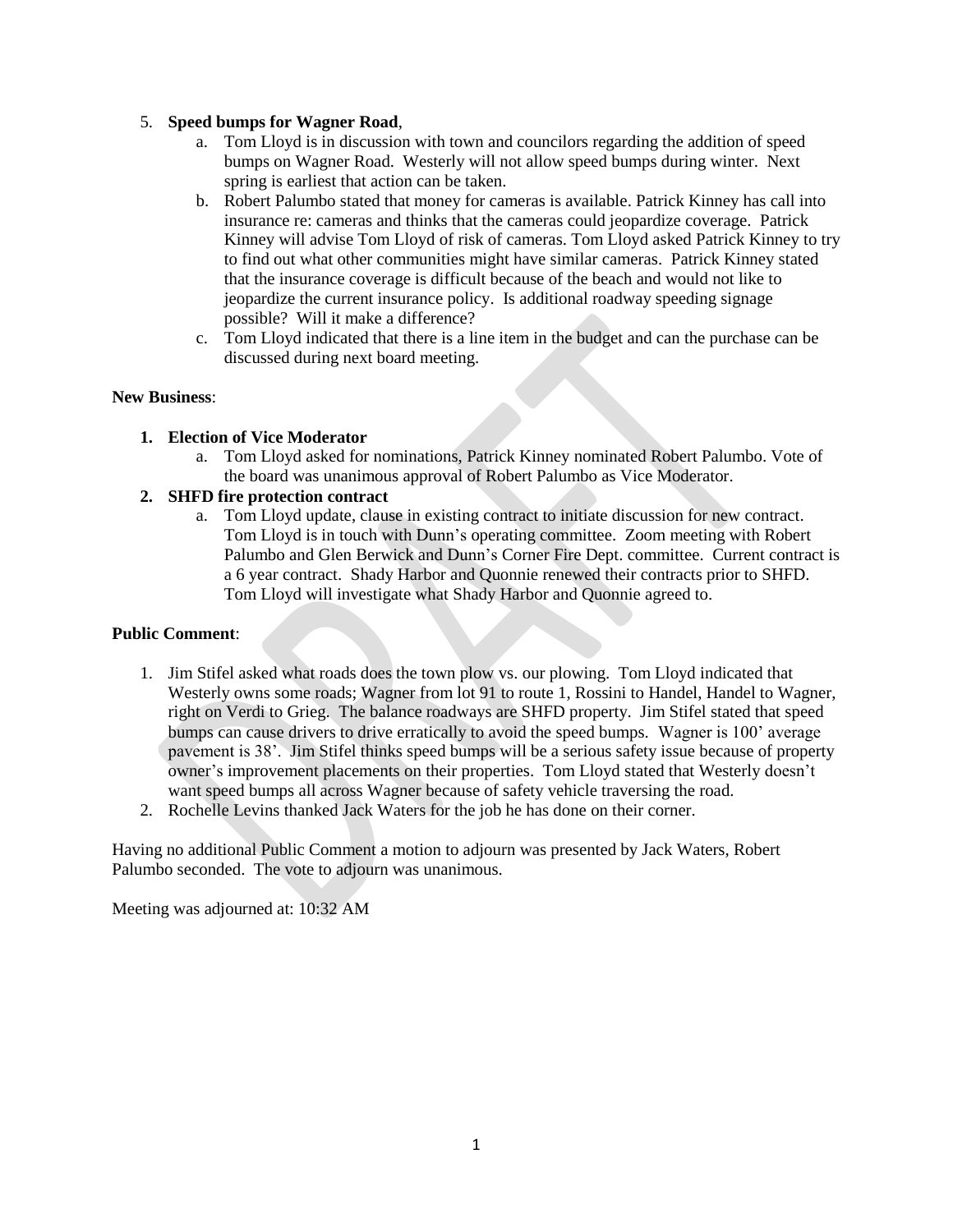5. **Speed bumps for Wagner Road**,
   a. Tom Lloyd is in discussion with town and councilors regarding the addition of speed bumps on Wagner Road. Westerly will not allow speed bumps during winter. Next spring is earliest that action can be taken.
   b. Robert Palumbo stated that money for cameras is available. Patrick Kinney has call into insurance re: cameras and thinks that the cameras could jeopardize coverage. Patrick Kinney will advise Tom Lloyd of risk of cameras. Tom Lloyd asked Patrick Kinney to try to find out what other communities might have similar cameras. Patrick Kinney stated that the insurance coverage is difficult because of the beach and would not like to jeopardize the current insurance policy. Is additional roadway speeding signage possible? Will it make a difference?
   c. Tom Lloyd indicated that there is a line item in the budget and can the purchase can be discussed during next board meeting.

**New Business**:

1. **Election of Vice Moderator**
   a. Tom Lloyd asked for nominations, Patrick Kinney nominated Robert Palumbo. Vote of the board was unanimous approval of Robert Palumbo as Vice Moderator.
2. **SHFD fire protection contract**
   a. Tom Lloyd update, clause in existing contract to initiate discussion for new contract. Tom Lloyd is in touch with Dunn's operating committee. Zoom meeting with Robert Palumbo and Glen Berwick and Dunn's Corner Fire Dept. committee. Current contract is a 6 year contract. Shady Harbor and Quonnie renewed their contracts prior to SHFD. Tom Lloyd will investigate what Shady Harbor and Quonnie agreed to.

**Public Comment**:

1. Jim Stifel asked what roads does the town plow vs. our plowing. Tom Lloyd indicated that Westerly owns some roads; Wagner from lot 91 to route 1, Rossini to Handel, Handel to Wagner, right on Verdi to Grieg. The balance roadways are SHFD property. Jim Stifel stated that speed bumps can cause drivers to drive erratically to avoid the speed bumps. Wagner is 100' average pavement is 38'. Jim Stifel thinks speed bumps will be a serious safety issue because of property owner's improvement placements on their properties. Tom Lloyd stated that Westerly doesn't want speed bumps all across Wagner because of safety vehicle traversing the road.
2. Rochelle Levins thanked Jack Waters for the job he has done on their corner.

Having no additional Public Comment a motion to adjourn was presented by Jack Waters, Robert Palumbo seconded. The vote to adjourn was unanimous.

Meeting was adjourned at: 10:32 AM